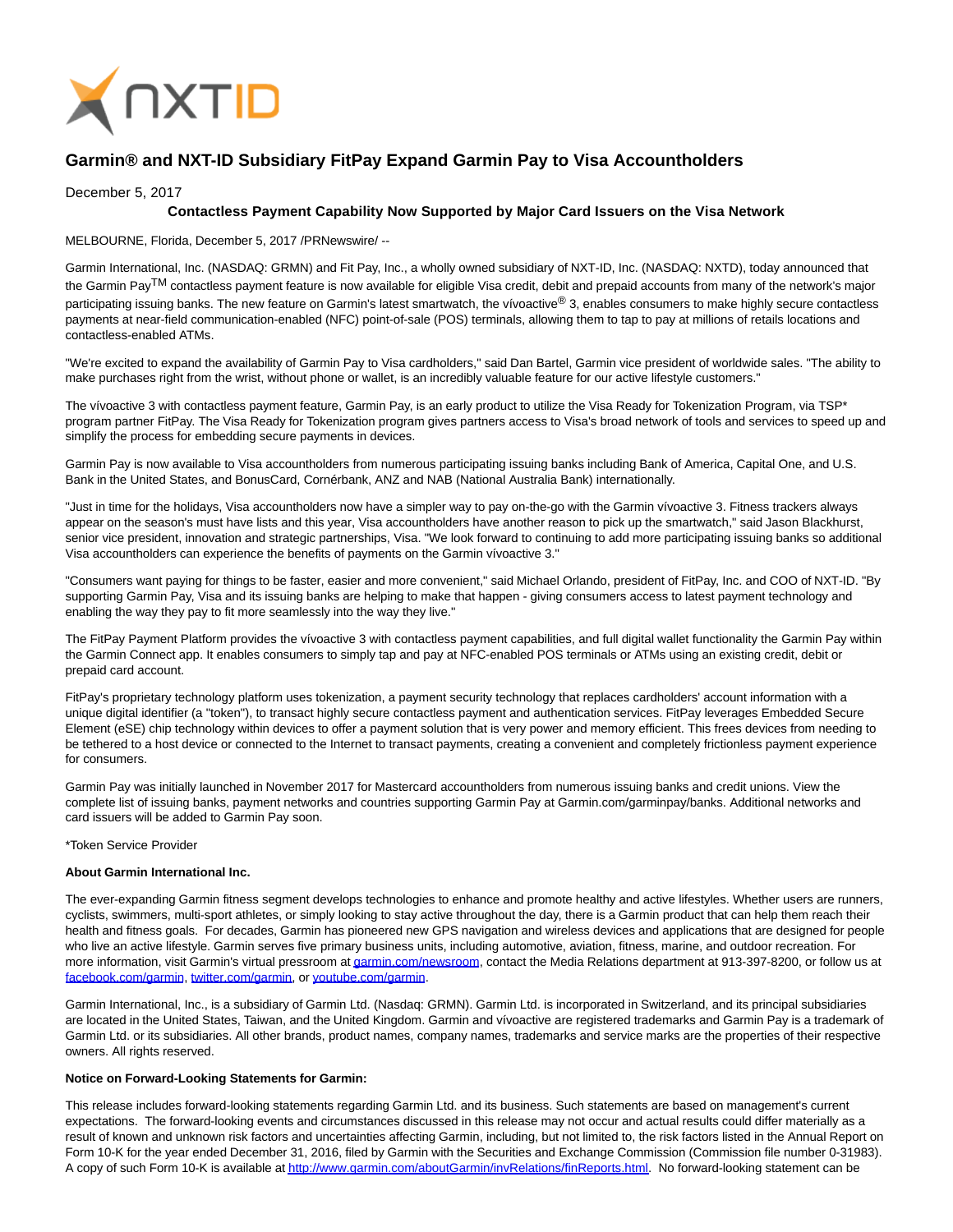# Garmin® and NXT-ID Subsidiary FitPay Expand Garmin Pay to Visa Accountholders

December 5, 2017

**Contactless Payment Capability Now Supported by Major Card Issuers on the Visa Network**

MELBOURNE, Florida, December 5, 2017 /PRNewswire/ --

Garmin International, Inc. (NASDAQ: GRMN) and Fit Pay, Inc., a wholly owned subsidiary of NXT-ID, Inc. (NASDAQ: NXTD), today announced that the Garmin Pay™ contactless payment feature is now available for eligible Visa credit, debit and prepaid accounts from many of the network's major participating issuing banks. The new feature on Garmin's latest smartwatch, the vívoactive® 3, enables consumers to make highly secure contactless payments at near-field communication-enabled (NFC) point-of-sale (POS) terminals, allowing them to tap to pay at millions of retails locations and contactless-enabled ATMs.

"We're excited to expand the availability of Garmin Pay to Visa cardholders," said Dan Bartel, Garmin vice president of worldwide sales. "The ability to make purchases right from the wrist, without phone or wallet, is an incredibly valuable feature for our active lifestyle customers."

The vívoactive 3 with contactless payment feature, Garmin Pay, is an early product to utilize the Visa Ready for Tokenization Program, via TSP* program partner FitPay. The Visa Ready for Tokenization program gives partners access to Visa's broad network of tools and services to speed up and simplify the process for embedding secure payments in devices.

Garmin Pay is now available to Visa accountholders from numerous participating issuing banks including Bank of America, Capital One, and U.S. Bank in the United States, and BonusCard, Cornérbank, ANZ and NAB (National Australia Bank) internationally.

"Just in time for the holidays, Visa accountholders now have a simpler way to pay on-the-go with the Garmin vívoactive 3. Fitness trackers always appear on the season's must have lists and this year, Visa accountholders have another reason to pick up the smartwatch," said Jason Blackhurst, senior vice president, innovation and strategic partnerships, Visa. "We look forward to continuing to add more participating issuing banks so additional Visa accountholders can experience the benefits of payments on the Garmin vívoactive 3."

"Consumers want paying for things to be faster, easier and more convenient," said Michael Orlando, president of FitPay, Inc. and COO of NXT-ID. "By supporting Garmin Pay, Visa and its issuing banks are helping to make that happen - giving consumers access to latest payment technology and enabling the way they pay to fit more seamlessly into the way they live."

The FitPay Payment Platform provides the vívoactive 3 with contactless payment capabilities, and full digital wallet functionality the Garmin Pay within the Garmin Connect app. It enables consumers to simply tap and pay at NFC-enabled POS terminals or ATMs using an existing credit, debit or prepaid card account.

FitPay's proprietary technology platform uses tokenization, a payment security technology that replaces cardholders' account information with a unique digital identifier (a "token"), to transact highly secure contactless payment and authentication services. FitPay leverages Embedded Secure Element (eSE) chip technology within devices to offer a payment solution that is very power and memory efficient. This frees devices from needing to be tethered to a host device or connected to the Internet to transact payments, creating a convenient and completely frictionless payment experience for consumers.

Garmin Pay was initially launched in November 2017 for Mastercard accountholders from numerous issuing banks and credit unions. View the complete list of issuing banks, payment networks and countries supporting Garmin Pay at Garmin.com/garminpay/banks. Additional networks and card issuers will be added to Garmin Pay soon.

*Token Service Provider

**About Garmin International Inc.**

The ever-expanding Garmin fitness segment develops technologies to enhance and promote healthy and active lifestyles. Whether users are runners, cyclists, swimmers, multi-sport athletes, or simply looking to stay active throughout the day, there is a Garmin product that can help them reach their health and fitness goals. For decades, Garmin has pioneered new GPS navigation and wireless devices and applications that are designed for people who live an active lifestyle. Garmin serves five primary business units, including automotive, aviation, fitness, marine, and outdoor recreation. For more information, visit Garmin's virtual pressroom at garmin.com/newsroom, contact the Media Relations department at 913-397-8200, or follow us at facebook.com/garmin, twitter.com/garmin, or youtube.com/garmin.

Garmin International, Inc., is a subsidiary of Garmin Ltd. (Nasdaq: GRMN). Garmin Ltd. is incorporated in Switzerland, and its principal subsidiaries are located in the United States, Taiwan, and the United Kingdom. Garmin and vívoactive are registered trademarks and Garmin Pay is a trademark of Garmin Ltd. or its subsidiaries. All other brands, product names, company names, trademarks and service marks are the properties of their respective owners. All rights reserved.

**Notice on Forward-Looking Statements for Garmin:**

This release includes forward-looking statements regarding Garmin Ltd. and its business. Such statements are based on management's current expectations. The forward-looking events and circumstances discussed in this release may not occur and actual results could differ materially as a result of known and unknown risk factors and uncertainties affecting Garmin, including, but not limited to, the risk factors listed in the Annual Report on Form 10-K for the year ended December 31, 2016, filed by Garmin with the Securities and Exchange Commission (Commission file number 0-31983). A copy of such Form 10-K is available at http://www.garmin.com/aboutGarmin/invRelations/finReports.html. No forward-looking statement can be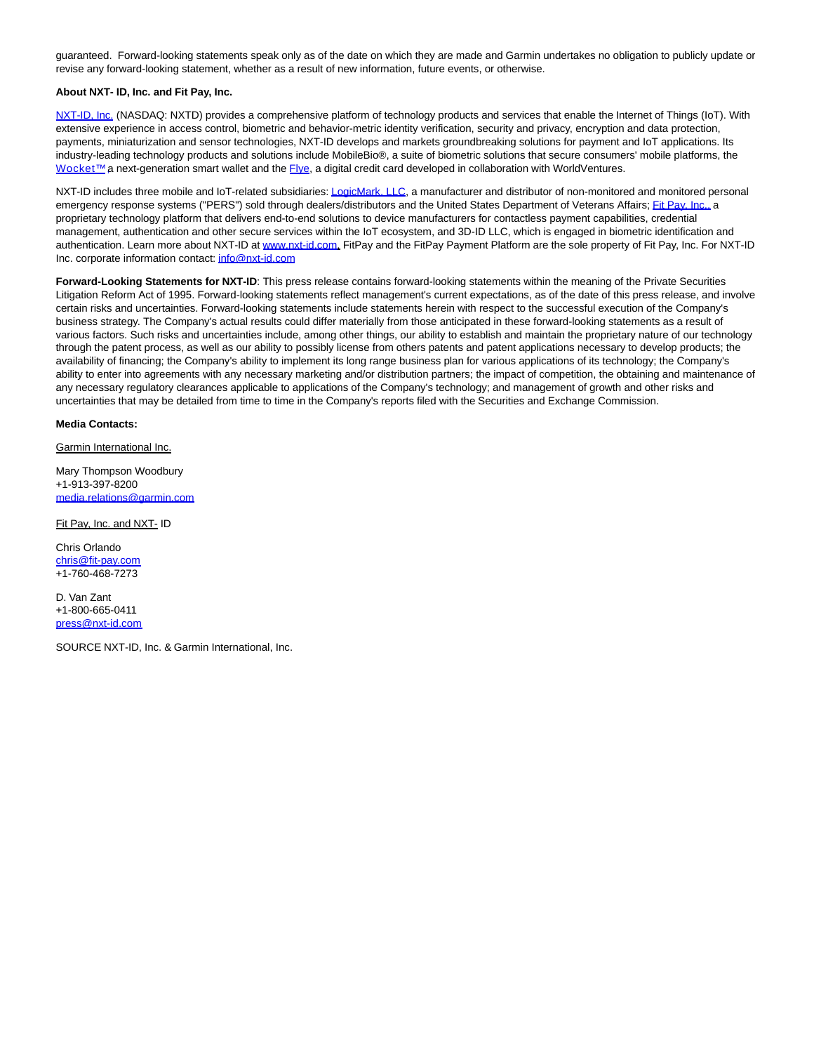guaranteed. Forward-looking statements speak only as of the date on which they are made and Garmin undertakes no obligation to publicly update or revise any forward-looking statement, whether as a result of new information, future events, or otherwise.

**About NXT- ID, Inc. and Fit Pay, Inc.**

NXT-ID, Inc. (NASDAQ: NXTD) provides a comprehensive platform of technology products and services that enable the Internet of Things (IoT). With extensive experience in access control, biometric and behavior-metric identity verification, security and privacy, encryption and data protection, payments, miniaturization and sensor technologies, NXT-ID develops and markets groundbreaking solutions for payment and IoT applications. Its industry-leading technology products and solutions include MobileBio®, a suite of biometric solutions that secure consumers' mobile platforms, the Wocket™ a next-generation smart wallet and the Flye, a digital credit card developed in collaboration with WorldVentures.

NXT-ID includes three mobile and IoT-related subsidiaries: LogicMark, LLC, a manufacturer and distributor of non-monitored and monitored personal emergency response systems ("PERS") sold through dealers/distributors and the United States Department of Veterans Affairs; Fit Pay, Inc., a proprietary technology platform that delivers end-to-end solutions to device manufacturers for contactless payment capabilities, credential management, authentication and other secure services within the IoT ecosystem, and 3D-ID LLC, which is engaged in biometric identification and authentication. Learn more about NXT-ID at www.nxt-id.com. FitPay and the FitPay Payment Platform are the sole property of Fit Pay, Inc. For NXT-ID Inc. corporate information contact: info@nxt-id.com

**Forward-Looking Statements for NXT-ID**: This press release contains forward-looking statements within the meaning of the Private Securities Litigation Reform Act of 1995. Forward-looking statements reflect management's current expectations, as of the date of this press release, and involve certain risks and uncertainties. Forward-looking statements include statements herein with respect to the successful execution of the Company's business strategy. The Company's actual results could differ materially from those anticipated in these forward-looking statements as a result of various factors. Such risks and uncertainties include, among other things, our ability to establish and maintain the proprietary nature of our technology through the patent process, as well as our ability to possibly license from others patents and patent applications necessary to develop products; the availability of financing; the Company's ability to implement its long range business plan for various applications of its technology; the Company's ability to enter into agreements with any necessary marketing and/or distribution partners; the impact of competition, the obtaining and maintenance of any necessary regulatory clearances applicable to applications of the Company's technology; and management of growth and other risks and uncertainties that may be detailed from time to time in the Company's reports filed with the Securities and Exchange Commission.

**Media Contacts:**

Garmin International Inc.

Mary Thompson Woodbury
+1-913-397-8200
media.relations@garmin.com

Fit Pay, Inc. and NXT- ID

Chris Orlando
chris@fit-pay.com
+1-760-468-7273

D. Van Zant
+1-800-665-0411
press@nxt-id.com

SOURCE NXT-ID, Inc. & Garmin International, Inc.